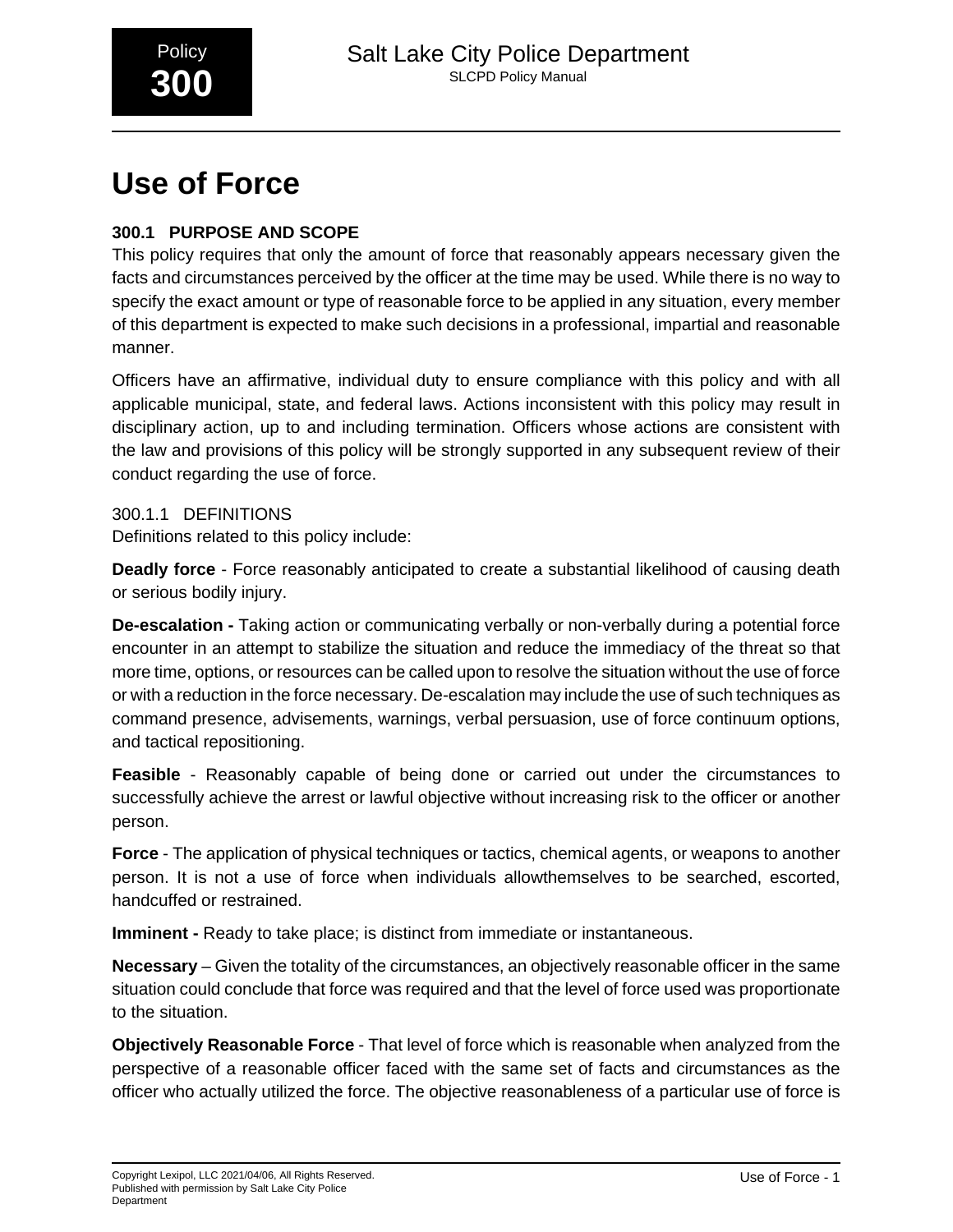# Use of Force

## 300.1 PURPOSE AND SCOPE

This policy requires that only the amount of force that reasonably appears necessary given the facts and circumstances perceived by the officer at the time may be used. While there is no way to specify the exact amount or type of reasonable force to be applied in any situation, every member of this department is expected to make such decisions in a professional, impartial and reasonable manner.

Officers have an affirmative, individual duty to ensure compliance with this policy and with all applicable municipal, state, and federal laws. Actions inconsistent with this policy may result in disciplinary action, up to and including termination. Officers whose actions are consistent with the law and provisions of this policy will be strongly supported in any subsequent review of their conduct regarding the use of force.

### 300.1.1 DEFINITIONS

Definitions related to this policy include:

**Deadly force** - Force reasonably anticipated to create a substantial likelihood of causing death or serious bodily injury.

**De-escalation -** Taking action or communicating verbally or non-verbally during a potential force encounter in an attempt to stabilize the situation and reduce the immediacy of the threat so that more time, options, or resources can be called upon to resolve the situation without the use of force or with a reduction in the force necessary. De-escalation may include the use of such techniques as command presence, advisements, warnings, verbal persuasion, use of force continuum options, and tactical repositioning.

**Feasible** - Reasonably capable of being done or carried out under the circumstances to successfully achieve the arrest or lawful objective without increasing risk to the officer or another person.

**Force** - The application of physical techniques or tactics, chemical agents, or weapons to another person. It is not a use of force when individuals allowthemselves to be searched, escorted, handcuffed or restrained.

**Imminent -** Ready to take place; is distinct from immediate or instantaneous.

**Necessary** – Given the totality of the circumstances, an objectively reasonable officer in the same situation could conclude that force was required and that the level of force used was proportionate to the situation.

**Objectively Reasonable Force** - That level of force which is reasonable when analyzed from the perspective of a reasonable officer faced with the same set of facts and circumstances as the officer who actually utilized the force. The objective reasonableness of a particular use of force is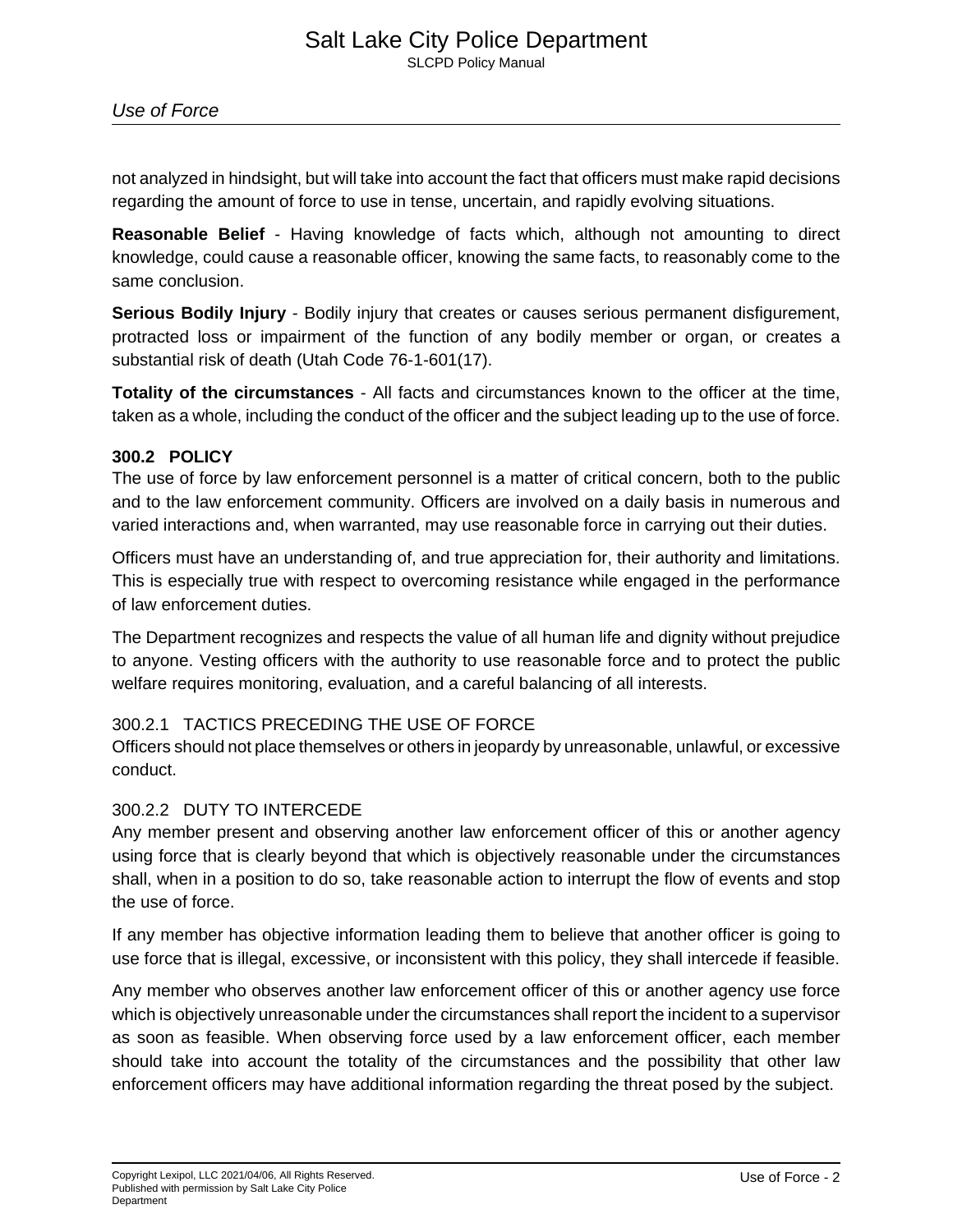not analyzed in hindsight, but will take into account the fact that officers must make rapid decisions regarding the amount of force to use in tense, uncertain, and rapidly evolving situations.

**Reasonable Belief** - Having knowledge of facts which, although not amounting to direct knowledge, could cause a reasonable officer, knowing the same facts, to reasonably come to the same conclusion.

**Serious Bodily Injury** - Bodily injury that creates or causes serious permanent disfigurement, protracted loss or impairment of the function of any bodily member or organ, or creates a substantial risk of death (Utah Code 76-1-601(17).

**Totality of the circumstances** - All facts and circumstances known to the officer at the time, taken as a whole, including the conduct of the officer and the subject leading up to the use of force.

## 300.2 POLICY

The use of force by law enforcement personnel is a matter of critical concern, both to the public and to the law enforcement community. Officers are involved on a daily basis in numerous and varied interactions and, when warranted, may use reasonable force in carrying out their duties.

Officers must have an understanding of, and true appreciation for, their authority and limitations. This is especially true with respect to overcoming resistance while engaged in the performance of law enforcement duties.

The Department recognizes and respects the value of all human life and dignity without prejudice to anyone. Vesting officers with the authority to use reasonable force and to protect the public welfare requires monitoring, evaluation, and a careful balancing of all interests.

### 300.2.1 TACTICS PRECEDING THE USE OF FORCE

Officers should not place themselves or others in jeopardy by unreasonable, unlawful, or excessive conduct.

### 300.2.2 DUTY TO INTERCEDE

Any member present and observing another law enforcement officer of this or another agency using force that is clearly beyond that which is objectively reasonable under the circumstances shall, when in a position to do so, take reasonable action to interrupt the flow of events and stop the use of force.

If any member has objective information leading them to believe that another officer is going to use force that is illegal, excessive, or inconsistent with this policy, they shall intercede if feasible.

Any member who observes another law enforcement officer of this or another agency use force which is objectively unreasonable under the circumstances shall report the incident to a supervisor as soon as feasible. When observing force used by a law enforcement officer, each member should take into account the totality of the circumstances and the possibility that other law enforcement officers may have additional information regarding the threat posed by the subject.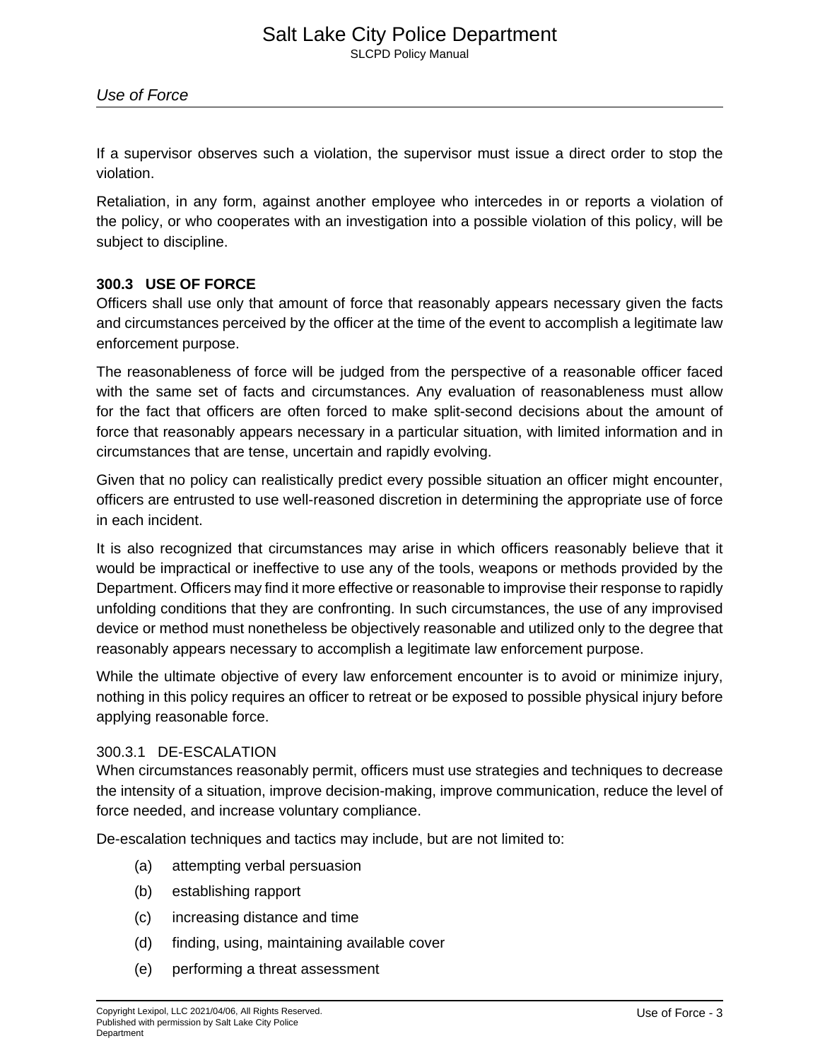If a supervisor observes such a violation, the supervisor must issue a direct order to stop the violation.

Retaliation, in any form, against another employee who intercedes in or reports a violation of the policy, or who cooperates with an investigation into a possible violation of this policy, will be subject to discipline.

## 300.3 USE OF FORCE

Officers shall use only that amount of force that reasonably appears necessary given the facts and circumstances perceived by the officer at the time of the event to accomplish a legitimate law enforcement purpose.

The reasonableness of force will be judged from the perspective of a reasonable officer faced with the same set of facts and circumstances. Any evaluation of reasonableness must allow for the fact that officers are often forced to make split-second decisions about the amount of force that reasonably appears necessary in a particular situation, with limited information and in circumstances that are tense, uncertain and rapidly evolving.

Given that no policy can realistically predict every possible situation an officer might encounter, officers are entrusted to use well-reasoned discretion in determining the appropriate use of force in each incident.

It is also recognized that circumstances may arise in which officers reasonably believe that it would be impractical or ineffective to use any of the tools, weapons or methods provided by the Department. Officers may find it more effective or reasonable to improvise their response to rapidly unfolding conditions that they are confronting. In such circumstances, the use of any improvised device or method must nonetheless be objectively reasonable and utilized only to the degree that reasonably appears necessary to accomplish a legitimate law enforcement purpose.

While the ultimate objective of every law enforcement encounter is to avoid or minimize injury, nothing in this policy requires an officer to retreat or be exposed to possible physical injury before applying reasonable force.

### 300.3.1 DE-ESCALATION

When circumstances reasonably permit, officers must use strategies and techniques to decrease the intensity of a situation, improve decision-making, improve communication, reduce the level of force needed, and increase voluntary compliance.

De-escalation techniques and tactics may include, but are not limited to:

(a) attempting verbal persuasion

(b) establishing rapport

(c) increasing distance and time

(d) finding, using, maintaining available cover

(e) performing a threat assessment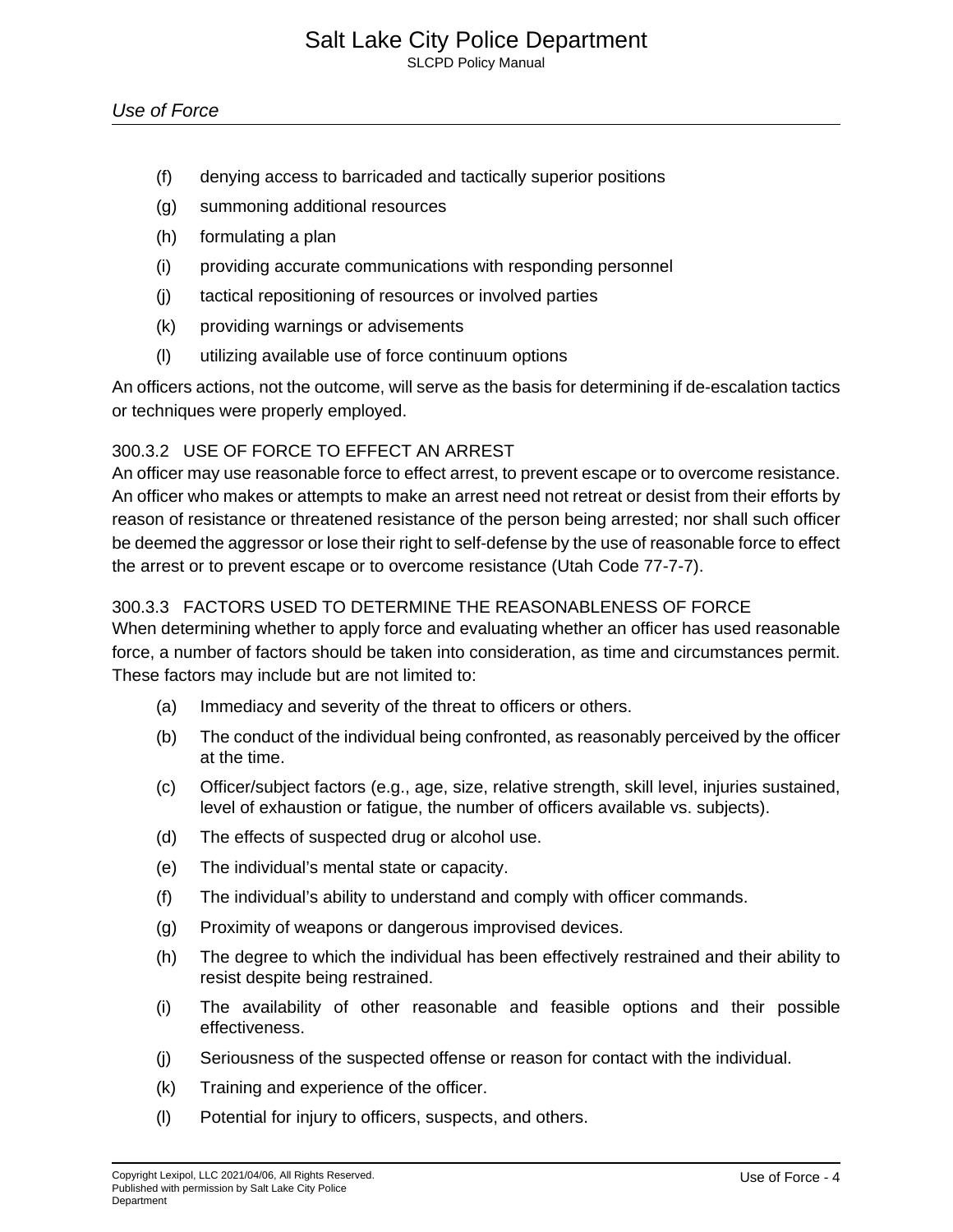(f) denying access to barricaded and tactically superior positions

(g) summoning additional resources

(h) formulating a plan

(i) providing accurate communications with responding personnel

(j) tactical repositioning of resources or involved parties

(k) providing warnings or advisements

(l) utilizing available use of force continuum options

An officers actions, not the outcome, will serve as the basis for determining if de-escalation tactics or techniques were properly employed.

### 300.3.2 USE OF FORCE TO EFFECT AN ARREST

An officer may use reasonable force to effect arrest, to prevent escape or to overcome resistance. An officer who makes or attempts to make an arrest need not retreat or desist from their efforts by reason of resistance or threatened resistance of the person being arrested; nor shall such officer be deemed the aggressor or lose their right to self-defense by the use of reasonable force to effect the arrest or to prevent escape or to overcome resistance (Utah Code 77-7-7).

### 300.3.3 FACTORS USED TO DETERMINE THE REASONABLENESS OF FORCE

When determining whether to apply force and evaluating whether an officer has used reasonable force, a number of factors should be taken into consideration, as time and circumstances permit. These factors may include but are not limited to:

(a) Immediacy and severity of the threat to officers or others.

(b) The conduct of the individual being confronted, as reasonably perceived by the officer at the time.

(c) Officer/subject factors (e.g., age, size, relative strength, skill level, injuries sustained, level of exhaustion or fatigue, the number of officers available vs. subjects).

(d) The effects of suspected drug or alcohol use.

(e) The individual’s mental state or capacity.

(f) The individual’s ability to understand and comply with officer commands.

(g) Proximity of weapons or dangerous improvised devices.

(h) The degree to which the individual has been effectively restrained and their ability to resist despite being restrained.

(i) The availability of other reasonable and feasible options and their possible effectiveness.

(j) Seriousness of the suspected offense or reason for contact with the individual.

(k) Training and experience of the officer.

(l) Potential for injury to officers, suspects, and others.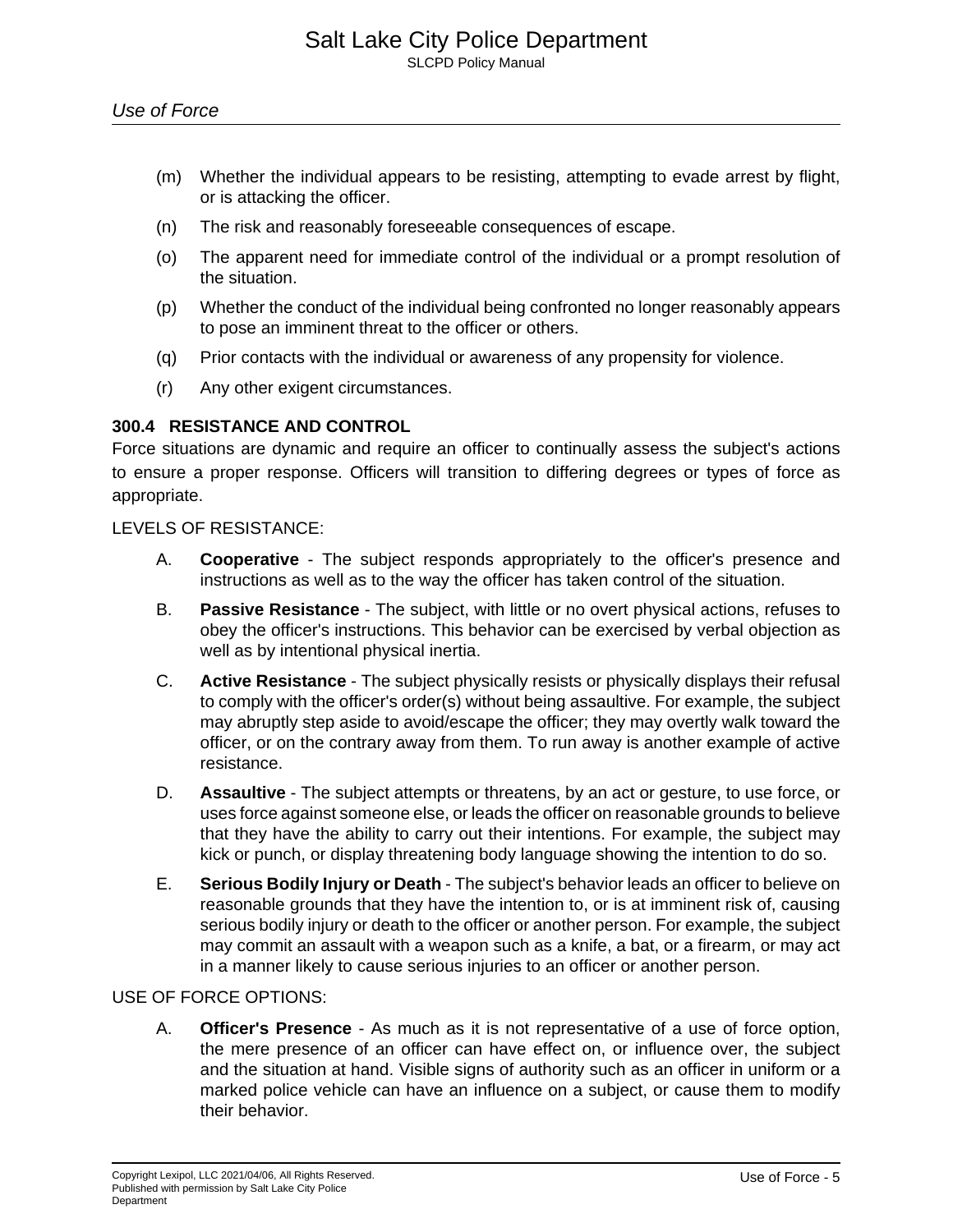(m) Whether the individual appears to be resisting, attempting to evade arrest by flight, or is attacking the officer.

(n) The risk and reasonably foreseeable consequences of escape.

(o) The apparent need for immediate control of the individual or a prompt resolution of the situation.

(p) Whether the conduct of the individual being confronted no longer reasonably appears to pose an imminent threat to the officer or others.

(q) Prior contacts with the individual or awareness of any propensity for violence.

(r) Any other exigent circumstances.

### 300.4 RESISTANCE AND CONTROL

Force situations are dynamic and require an officer to continually assess the subject's actions to ensure a proper response. Officers will transition to differing degrees or types of force as appropriate.

LEVELS OF RESISTANCE:

A. **Cooperative** - The subject responds appropriately to the officer's presence and instructions as well as to the way the officer has taken control of the situation.

B. **Passive Resistance** - The subject, with little or no overt physical actions, refuses to obey the officer's instructions. This behavior can be exercised by verbal objection as well as by intentional physical inertia.

C. **Active Resistance** - The subject physically resists or physically displays their refusal to comply with the officer's order(s) without being assaultive. For example, the subject may abruptly step aside to avoid/escape the officer; they may overtly walk toward the officer, or on the contrary away from them. To run away is another example of active resistance.

D. **Assaultive** - The subject attempts or threatens, by an act or gesture, to use force, or uses force against someone else, or leads the officer on reasonable grounds to believe that they have the ability to carry out their intentions. For example, the subject may kick or punch, or display threatening body language showing the intention to do so.

E. **Serious Bodily Injury or Death** - The subject's behavior leads an officer to believe on reasonable grounds that they have the intention to, or is at imminent risk of, causing serious bodily injury or death to the officer or another person. For example, the subject may commit an assault with a weapon such as a knife, a bat, or a firearm, or may act in a manner likely to cause serious injuries to an officer or another person.

USE OF FORCE OPTIONS:

A. **Officer's Presence** - As much as it is not representative of a use of force option, the mere presence of an officer can have effect on, or influence over, the subject and the situation at hand. Visible signs of authority such as an officer in uniform or a marked police vehicle can have an influence on a subject, or cause them to modify their behavior.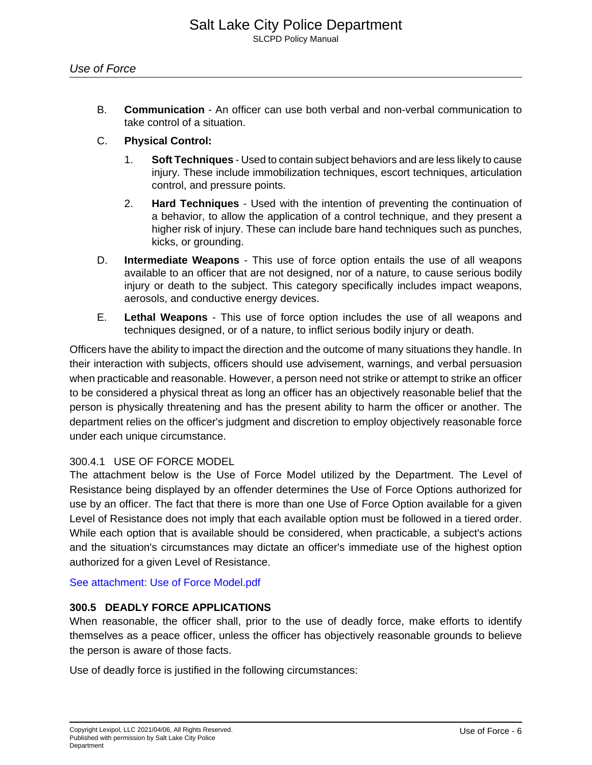B. **Communication** - An officer can use both verbal and non-verbal communication to take control of a situation.

C. **Physical Control:**

1. **Soft Techniques** - Used to contain subject behaviors and are less likely to cause injury. These include immobilization techniques, escort techniques, articulation control, and pressure points.

2. **Hard Techniques** - Used with the intention of preventing the continuation of a behavior, to allow the application of a control technique, and they present a higher risk of injury. These can include bare hand techniques such as punches, kicks, or grounding.

D. **Intermediate Weapons** - This use of force option entails the use of all weapons available to an officer that are not designed, nor of a nature, to cause serious bodily injury or death to the subject. This category specifically includes impact weapons, aerosols, and conductive energy devices.

E. **Lethal Weapons** - This use of force option includes the use of all weapons and techniques designed, or of a nature, to inflict serious bodily injury or death.

Officers have the ability to impact the direction and the outcome of many situations they handle. In their interaction with subjects, officers should use advisement, warnings, and verbal persuasion when practicable and reasonable. However, a person need not strike or attempt to strike an officer to be considered a physical threat as long an officer has an objectively reasonable belief that the person is physically threatening and has the present ability to harm the officer or another. The department relies on the officer's judgment and discretion to employ objectively reasonable force under each unique circumstance.

### 300.4.1 USE OF FORCE MODEL

The attachment below is the Use of Force Model utilized by the Department. The Level of Resistance being displayed by an offender determines the Use of Force Options authorized for use by an officer. The fact that there is more than one Use of Force Option available for a given Level of Resistance does not imply that each available option must be followed in a tiered order. While each option that is available should be considered, when practicable, a subject's actions and the situation's circumstances may dictate an officer's immediate use of the highest option authorized for a given Level of Resistance.

See attachment: Use of Force Model.pdf

## 300.5 DEADLY FORCE APPLICATIONS

When reasonable, the officer shall, prior to the use of deadly force, make efforts to identify themselves as a peace officer, unless the officer has objectively reasonable grounds to believe the person is aware of those facts.

Use of deadly force is justified in the following circumstances: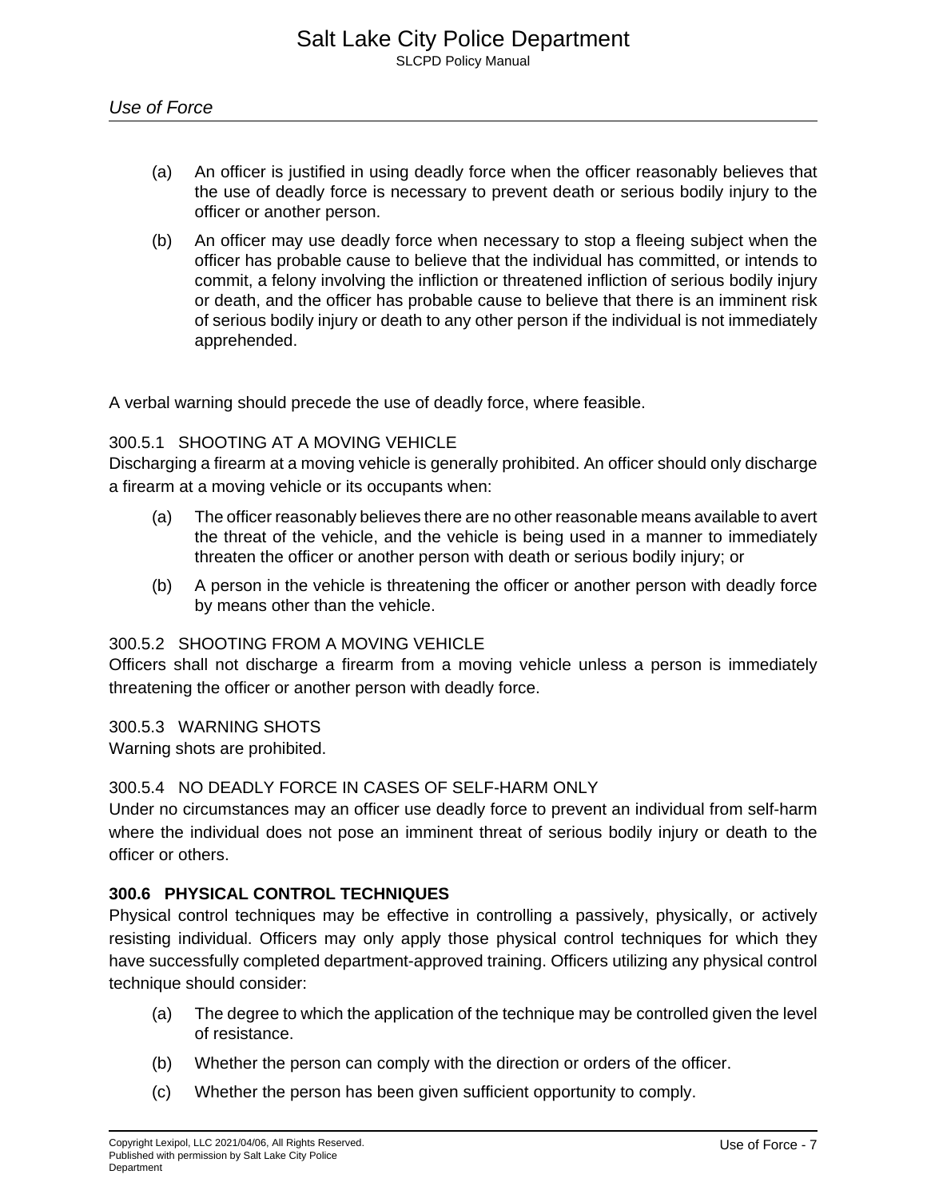(a) An officer is justified in using deadly force when the officer reasonably believes that the use of deadly force is necessary to prevent death or serious bodily injury to the officer or another person.

(b) An officer may use deadly force when necessary to stop a fleeing subject when the officer has probable cause to believe that the individual has committed, or intends to commit, a felony involving the infliction or threatened infliction of serious bodily injury or death, and the officer has probable cause to believe that there is an imminent risk of serious bodily injury or death to any other person if the individual is not immediately apprehended.

A verbal warning should precede the use of deadly force, where feasible.

### 300.5.1 SHOOTING AT A MOVING VEHICLE

Discharging a firearm at a moving vehicle is generally prohibited. An officer should only discharge a firearm at a moving vehicle or its occupants when:

(a) The officer reasonably believes there are no other reasonable means available to avert the threat of the vehicle, and the vehicle is being used in a manner to immediately threaten the officer or another person with death or serious bodily injury; or

(b) A person in the vehicle is threatening the officer or another person with deadly force by means other than the vehicle.

### 300.5.2 SHOOTING FROM A MOVING VEHICLE

Officers shall not discharge a firearm from a moving vehicle unless a person is immediately threatening the officer or another person with deadly force.

### 300.5.3 WARNING SHOTS

Warning shots are prohibited.

### 300.5.4 NO DEADLY FORCE IN CASES OF SELF-HARM ONLY

Under no circumstances may an officer use deadly force to prevent an individual from self-harm where the individual does not pose an imminent threat of serious bodily injury or death to the officer or others.

## 300.6 PHYSICAL CONTROL TECHNIQUES

Physical control techniques may be effective in controlling a passively, physically, or actively resisting individual. Officers may only apply those physical control techniques for which they have successfully completed department-approved training. Officers utilizing any physical control technique should consider:

(a) The degree to which the application of the technique may be controlled given the level of resistance.

(b) Whether the person can comply with the direction or orders of the officer.

(c) Whether the person has been given sufficient opportunity to comply.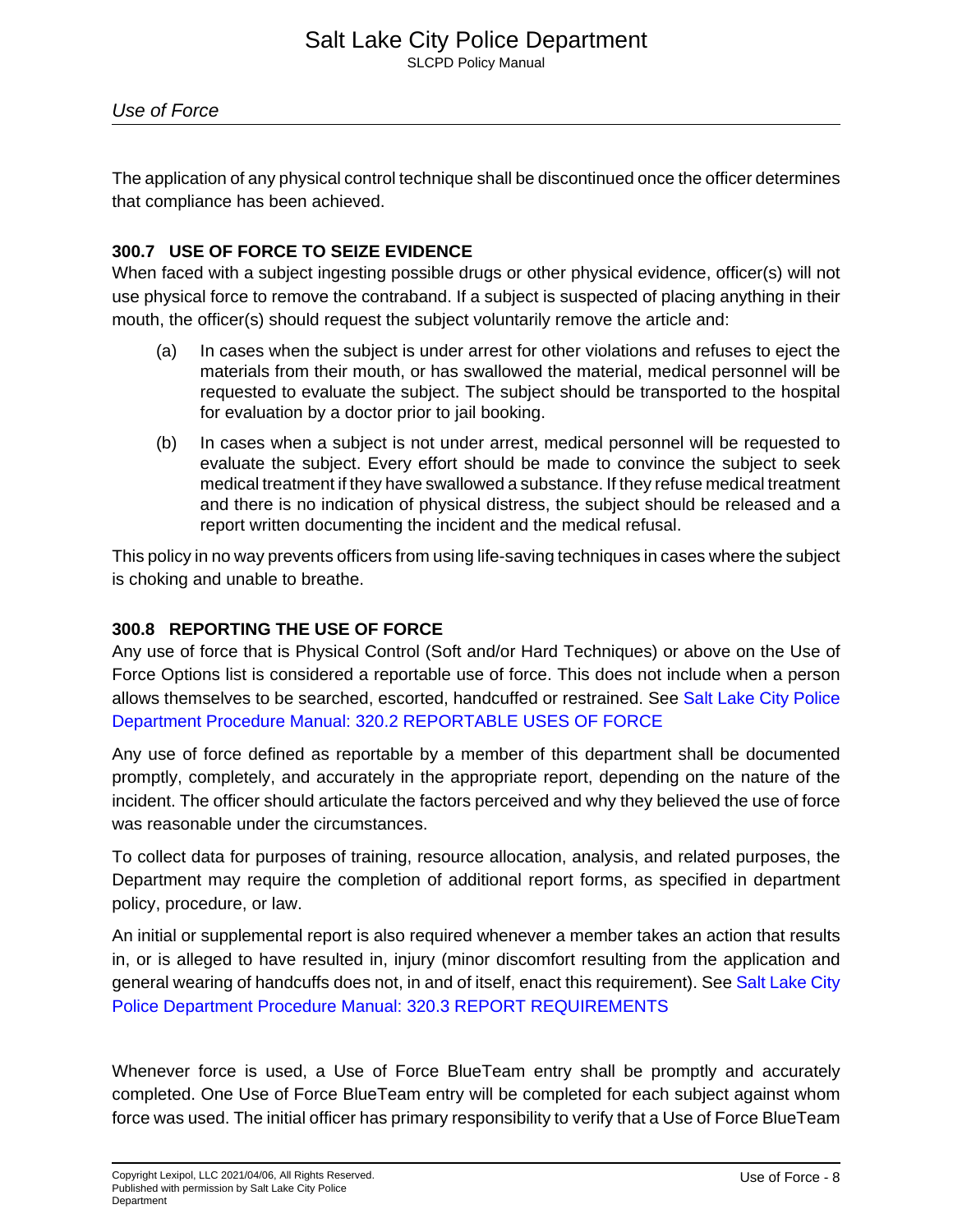The application of any physical control technique shall be discontinued once the officer determines that compliance has been achieved.

### 300.7 USE OF FORCE TO SEIZE EVIDENCE

When faced with a subject ingesting possible drugs or other physical evidence, officer(s) will not use physical force to remove the contraband. If a subject is suspected of placing anything in their mouth, the officer(s) should request the subject voluntarily remove the article and:

(a) In cases when the subject is under arrest for other violations and refuses to eject the materials from their mouth, or has swallowed the material, medical personnel will be requested to evaluate the subject. The subject should be transported to the hospital for evaluation by a doctor prior to jail booking.

(b) In cases when a subject is not under arrest, medical personnel will be requested to evaluate the subject. Every effort should be made to convince the subject to seek medical treatment if they have swallowed a substance. If they refuse medical treatment and there is no indication of physical distress, the subject should be released and a report written documenting the incident and the medical refusal.

This policy in no way prevents officers from using life-saving techniques in cases where the subject is choking and unable to breathe.

### 300.8 REPORTING THE USE OF FORCE

Any use of force that is Physical Control (Soft and/or Hard Techniques) or above on the Use of Force Options list is considered a reportable use of force. This does not include when a person allows themselves to be searched, escorted, handcuffed or restrained. See Salt Lake City Police Department Procedure Manual: 320.2 REPORTABLE USES OF FORCE

Any use of force defined as reportable by a member of this department shall be documented promptly, completely, and accurately in the appropriate report, depending on the nature of the incident. The officer should articulate the factors perceived and why they believed the use of force was reasonable under the circumstances.

To collect data for purposes of training, resource allocation, analysis, and related purposes, the Department may require the completion of additional report forms, as specified in department policy, procedure, or law.

An initial or supplemental report is also required whenever a member takes an action that results in, or is alleged to have resulted in, injury (minor discomfort resulting from the application and general wearing of handcuffs does not, in and of itself, enact this requirement). See Salt Lake City Police Department Procedure Manual: 320.3 REPORT REQUIREMENTS

Whenever force is used, a Use of Force BlueTeam entry shall be promptly and accurately completed. One Use of Force BlueTeam entry will be completed for each subject against whom force was used. The initial officer has primary responsibility to verify that a Use of Force BlueTeam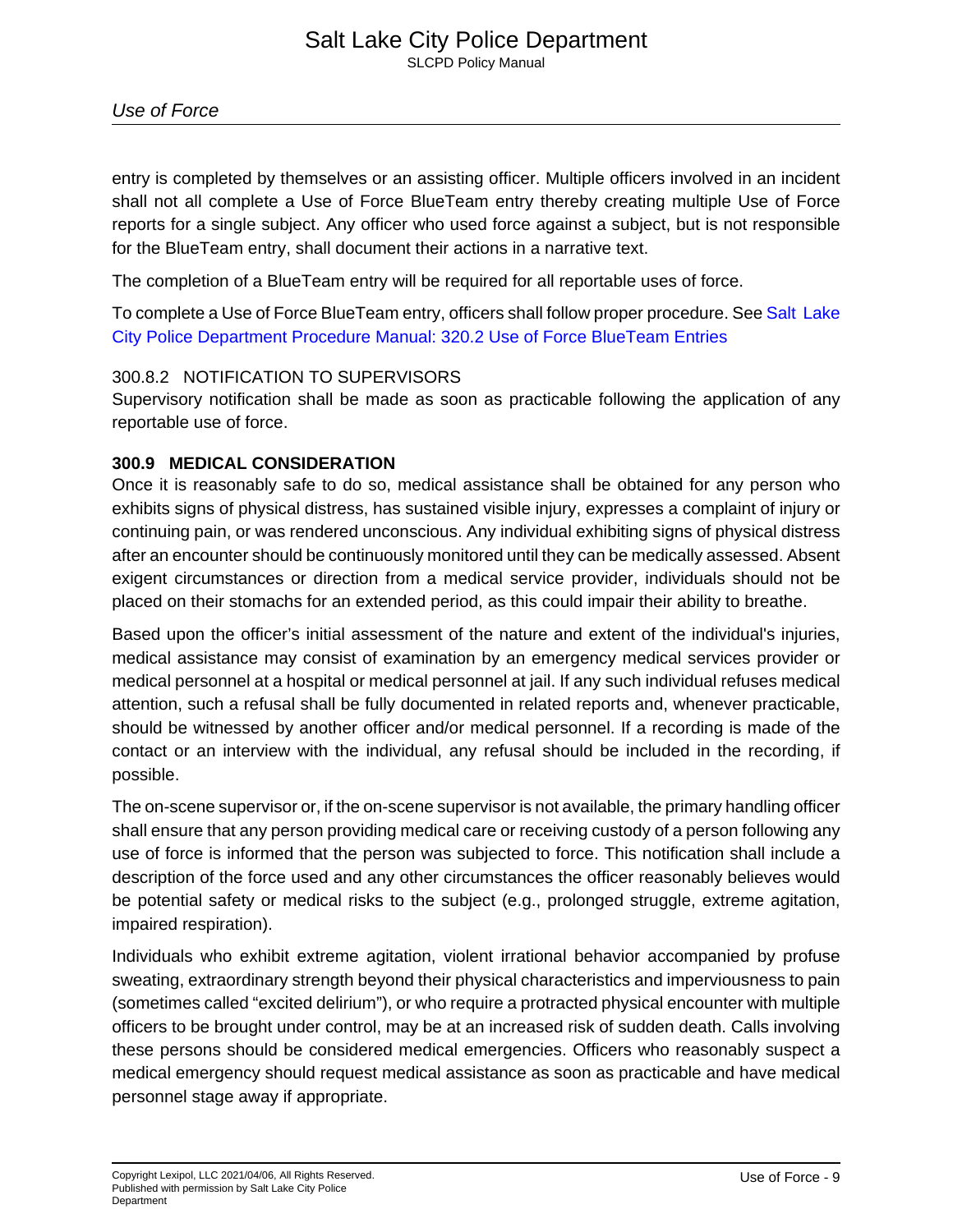entry is completed by themselves or an assisting officer. Multiple officers involved in an incident shall not all complete a Use of Force BlueTeam entry thereby creating multiple Use of Force reports for a single subject. Any officer who used force against a subject, but is not responsible for the BlueTeam entry, shall document their actions in a narrative text.

The completion of a BlueTeam entry will be required for all reportable uses of force.

To complete a Use of Force BlueTeam entry, officers shall follow proper procedure. See Salt Lake City Police Department Procedure Manual: 320.2 Use of Force BlueTeam Entries

#### 300.8.2 NOTIFICATION TO SUPERVISORS

Supervisory notification shall be made as soon as practicable following the application of any reportable use of force.

### 300.9 MEDICAL CONSIDERATION

Once it is reasonably safe to do so, medical assistance shall be obtained for any person who exhibits signs of physical distress, has sustained visible injury, expresses a complaint of injury or continuing pain, or was rendered unconscious. Any individual exhibiting signs of physical distress after an encounter should be continuously monitored until they can be medically assessed. Absent exigent circumstances or direction from a medical service provider, individuals should not be placed on their stomachs for an extended period, as this could impair their ability to breathe.

Based upon the officer’s initial assessment of the nature and extent of the individual's injuries, medical assistance may consist of examination by an emergency medical services provider or medical personnel at a hospital or medical personnel at jail. If any such individual refuses medical attention, such a refusal shall be fully documented in related reports and, whenever practicable, should be witnessed by another officer and/or medical personnel. If a recording is made of the contact or an interview with the individual, any refusal should be included in the recording, if possible.

The on-scene supervisor or, if the on-scene supervisor is not available, the primary handling officer shall ensure that any person providing medical care or receiving custody of a person following any use of force is informed that the person was subjected to force. This notification shall include a description of the force used and any other circumstances the officer reasonably believes would be potential safety or medical risks to the subject (e.g., prolonged struggle, extreme agitation, impaired respiration).

Individuals who exhibit extreme agitation, violent irrational behavior accompanied by profuse sweating, extraordinary strength beyond their physical characteristics and imperviousness to pain (sometimes called “excited delirium”), or who require a protracted physical encounter with multiple officers to be brought under control, may be at an increased risk of sudden death. Calls involving these persons should be considered medical emergencies. Officers who reasonably suspect a medical emergency should request medical assistance as soon as practicable and have medical personnel stage away if appropriate.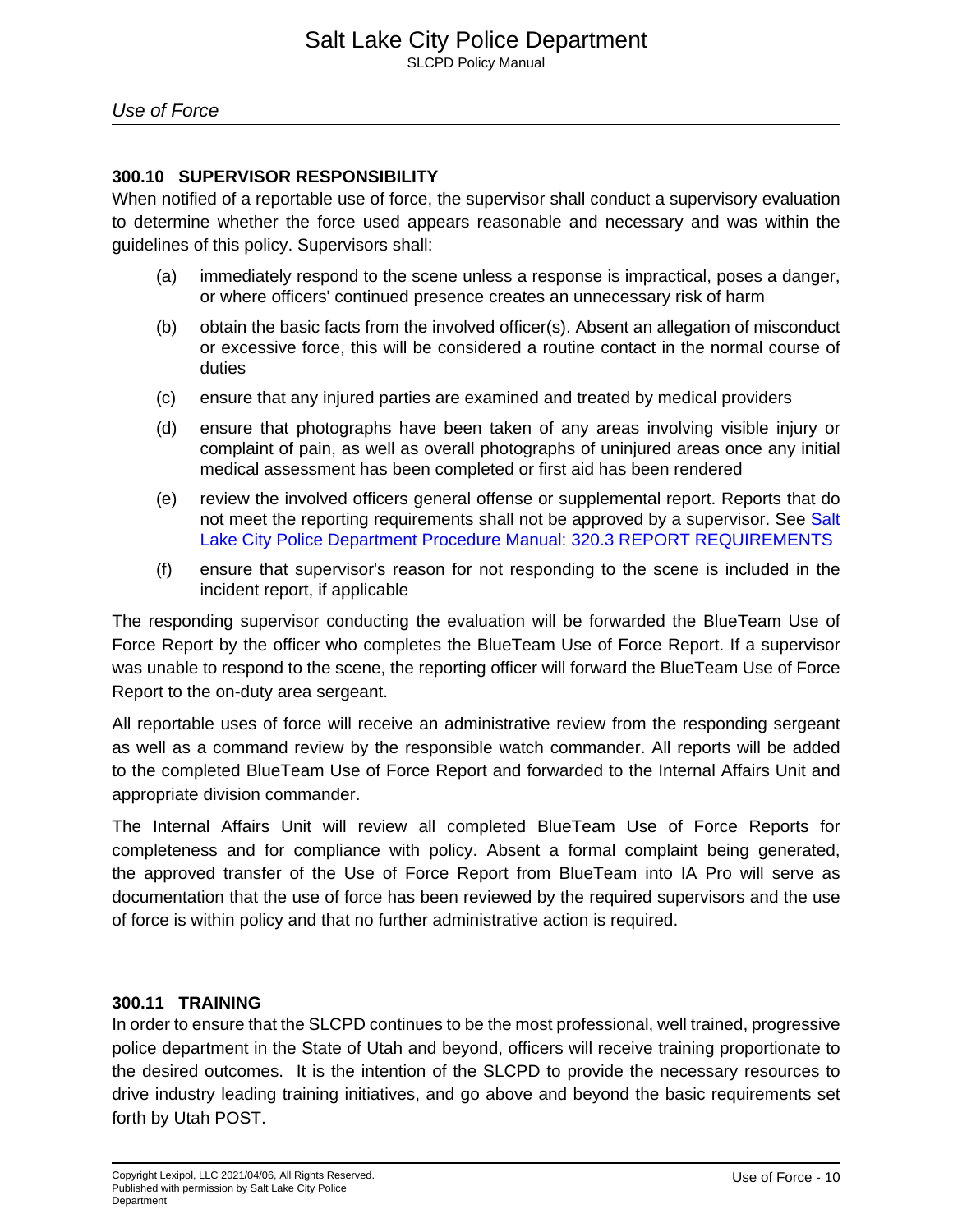### 300.10 SUPERVISOR RESPONSIBILITY

When notified of a reportable use of force, the supervisor shall conduct a supervisory evaluation to determine whether the force used appears reasonable and necessary and was within the guidelines of this policy. Supervisors shall:

(a) immediately respond to the scene unless a response is impractical, poses a danger, or where officers' continued presence creates an unnecessary risk of harm

(b) obtain the basic facts from the involved officer(s). Absent an allegation of misconduct or excessive force, this will be considered a routine contact in the normal course of duties

(c) ensure that any injured parties are examined and treated by medical providers

(d) ensure that photographs have been taken of any areas involving visible injury or complaint of pain, as well as overall photographs of uninjured areas once any initial medical assessment has been completed or first aid has been rendered

(e) review the involved officers general offense or supplemental report. Reports that do not meet the reporting requirements shall not be approved by a supervisor. See Salt Lake City Police Department Procedure Manual: 320.3 REPORT REQUIREMENTS

(f) ensure that supervisor's reason for not responding to the scene is included in the incident report, if applicable

The responding supervisor conducting the evaluation will be forwarded the BlueTeam Use of Force Report by the officer who completes the BlueTeam Use of Force Report. If a supervisor was unable to respond to the scene, the reporting officer will forward the BlueTeam Use of Force Report to the on-duty area sergeant.

All reportable uses of force will receive an administrative review from the responding sergeant as well as a command review by the responsible watch commander. All reports will be added to the completed BlueTeam Use of Force Report and forwarded to the Internal Affairs Unit and appropriate division commander.

The Internal Affairs Unit will review all completed BlueTeam Use of Force Reports for completeness and for compliance with policy. Absent a formal complaint being generated, the approved transfer of the Use of Force Report from BlueTeam into IA Pro will serve as documentation that the use of force has been reviewed by the required supervisors and the use of force is within policy and that no further administrative action is required.

### 300.11 TRAINING

In order to ensure that the SLCPD continues to be the most professional, well trained, progressive police department in the State of Utah and beyond, officers will receive training proportionate to the desired outcomes. It is the intention of the SLCPD to provide the necessary resources to drive industry leading training initiatives, and go above and beyond the basic requirements set forth by Utah POST.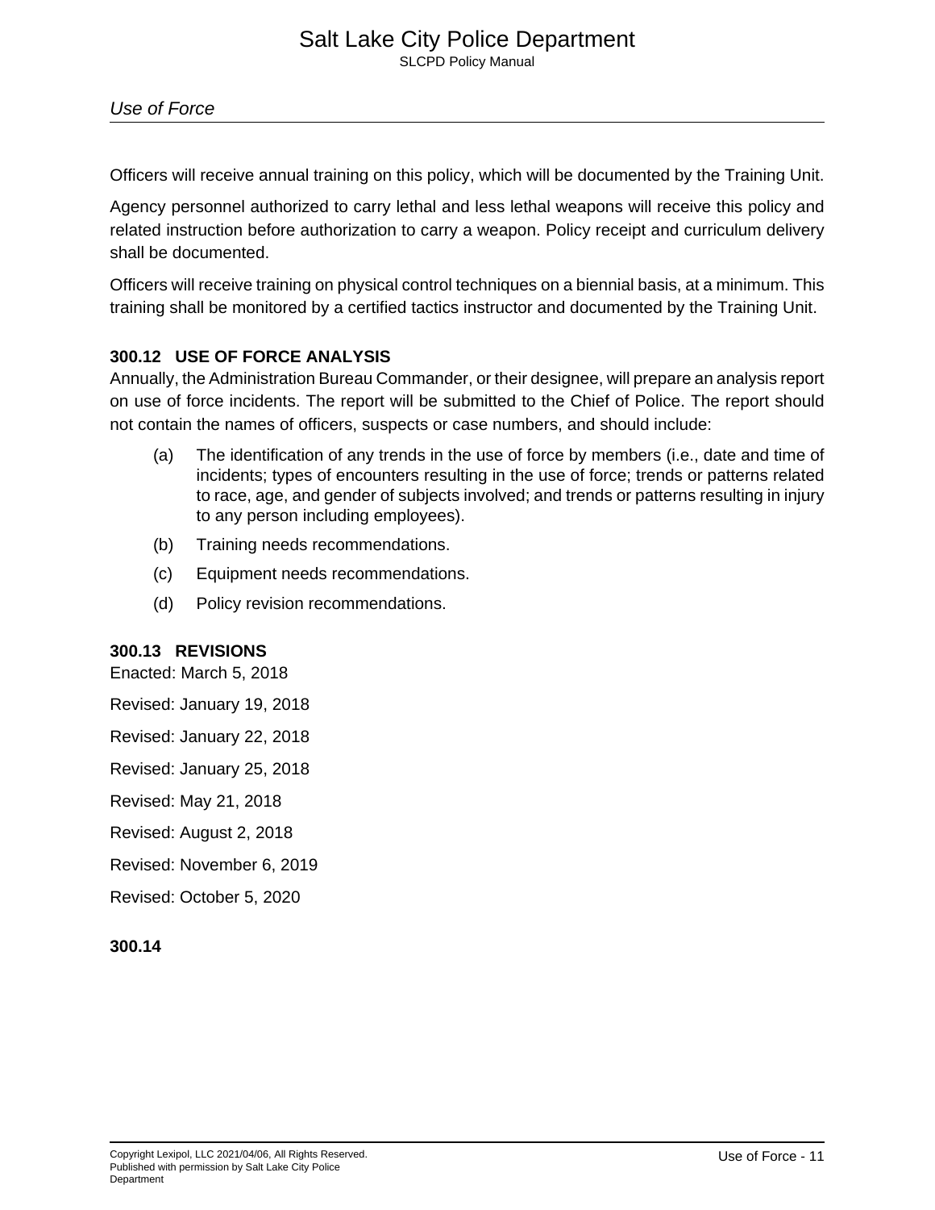Officers will receive annual training on this policy, which will be documented by the Training Unit.

Agency personnel authorized to carry lethal and less lethal weapons will receive this policy and related instruction before authorization to carry a weapon. Policy receipt and curriculum delivery shall be documented.

Officers will receive training on physical control techniques on a biennial basis, at a minimum. This training shall be monitored by a certified tactics instructor and documented by the Training Unit.

### 300.12 USE OF FORCE ANALYSIS

Annually, the Administration Bureau Commander, or their designee, will prepare an analysis report on use of force incidents. The report will be submitted to the Chief of Police. The report should not contain the names of officers, suspects or case numbers, and should include:

(a) The identification of any trends in the use of force by members (i.e., date and time of incidents; types of encounters resulting in the use of force; trends or patterns related to race, age, and gender of subjects involved; and trends or patterns resulting in injury to any person including employees).

(b) Training needs recommendations.

(c) Equipment needs recommendations.

(d) Policy revision recommendations.

### 300.13 REVISIONS

Enacted: March 5, 2018

Revised: January 19, 2018

Revised: January 22, 2018

Revised: January 25, 2018

Revised: May 21, 2018

Revised: August 2, 2018

Revised: November 6, 2019

Revised: October 5, 2020

### 300.14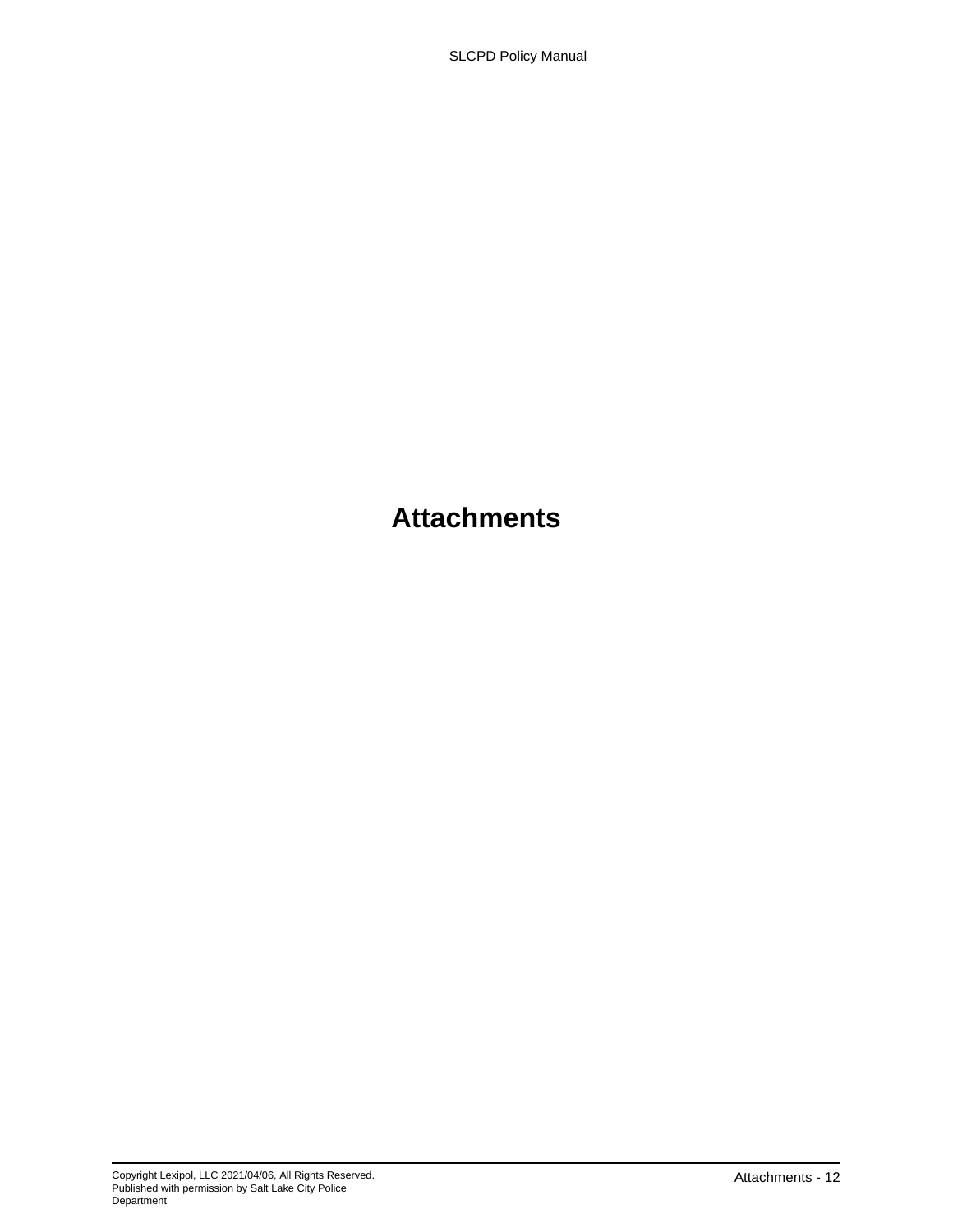# Attachments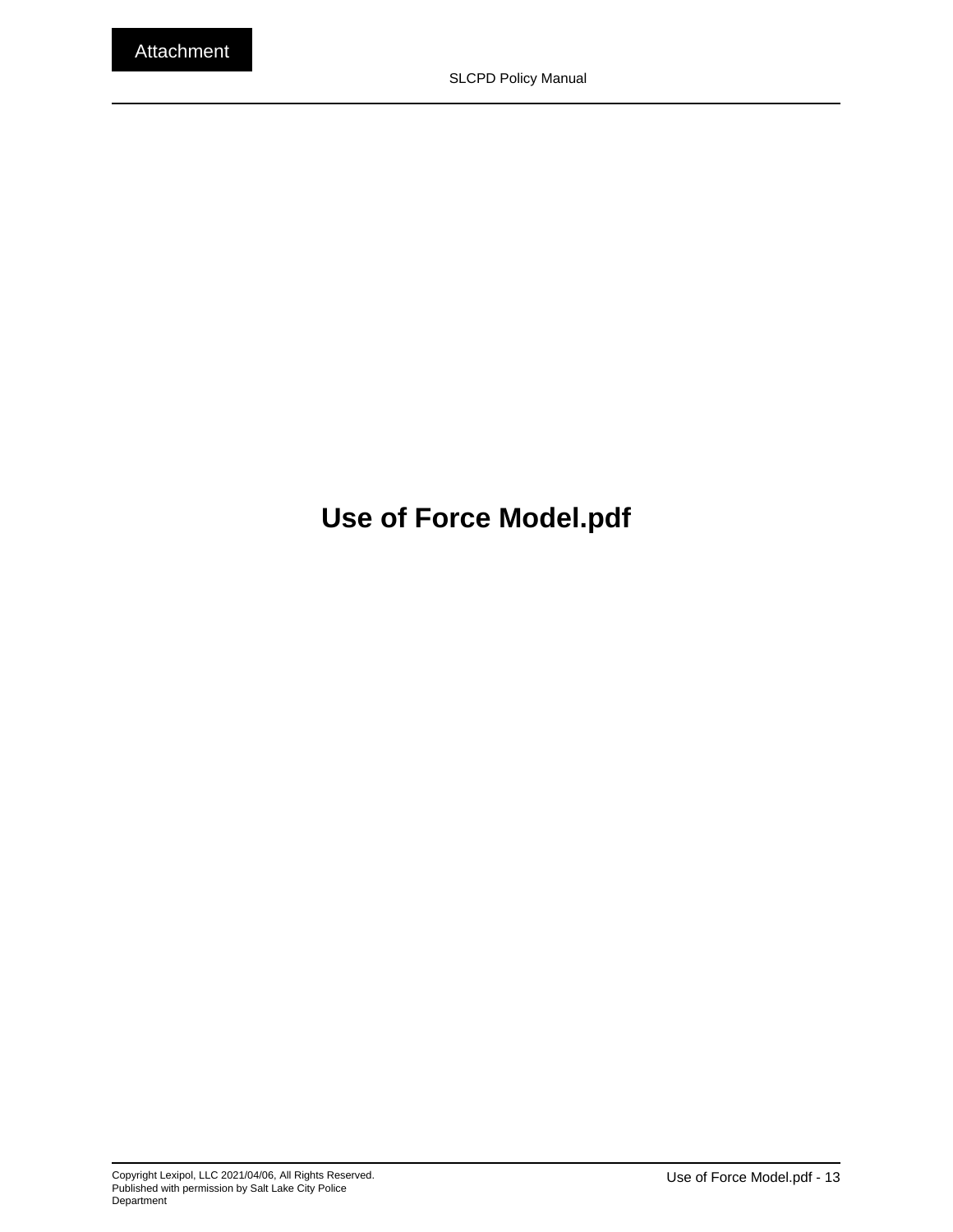# Use of Force Model.pdf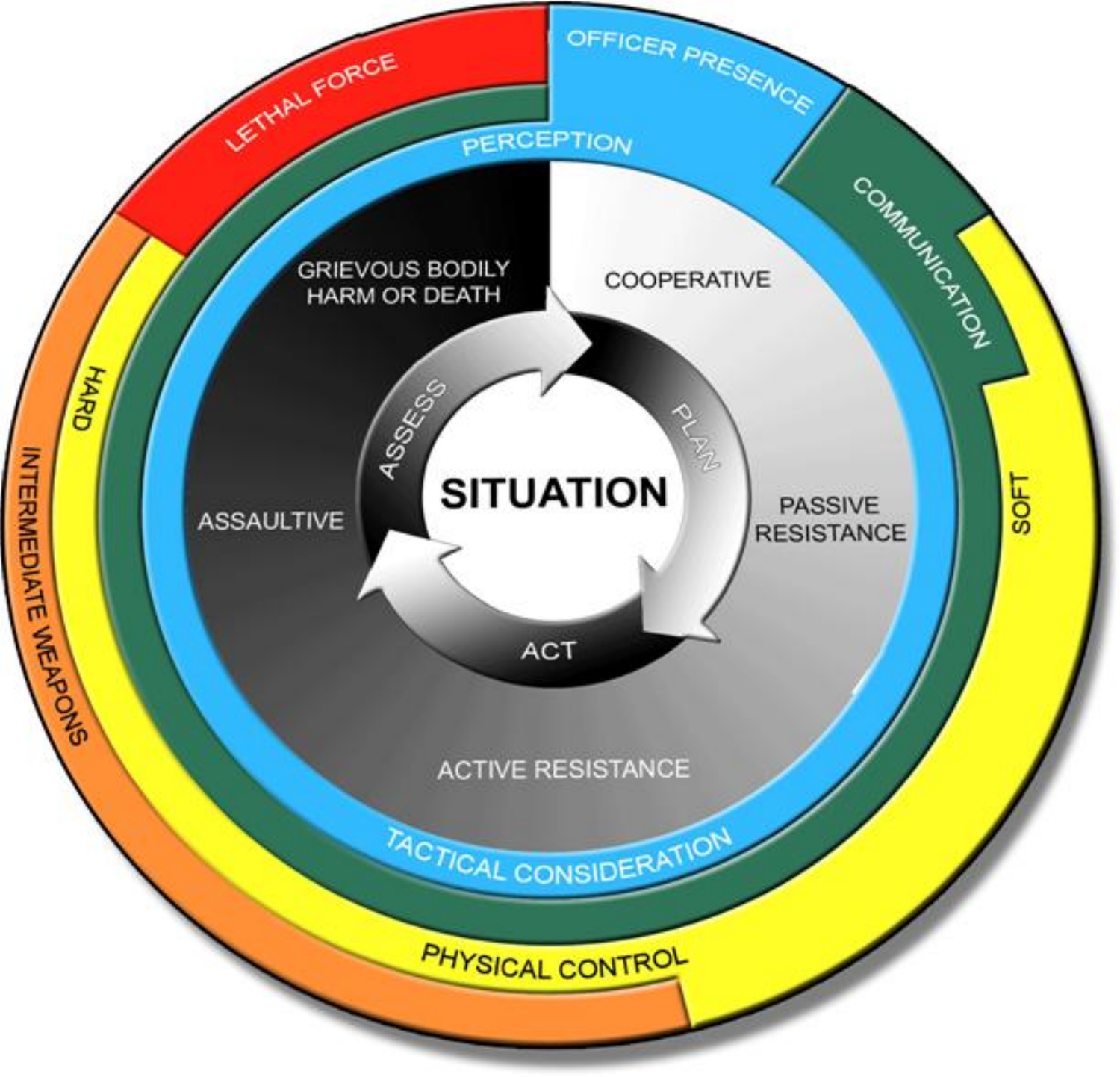OFFICER PRESENCE

COMMUNICATION

SOFT

PHYSICAL CONTROL

HARD

INTERMEDIATE WEAPONS

LETHAL FORCE

PERCEPTION

TACTICAL CONSIDERATION

COOPERATIVE

PASSIVE RESISTANCE

ACTIVE RESISTANCE

ASSAULTIVE

GRIEVOUS BODILY HARM OR DEATH

ASSESS

PLAN

ACT

SITUATION